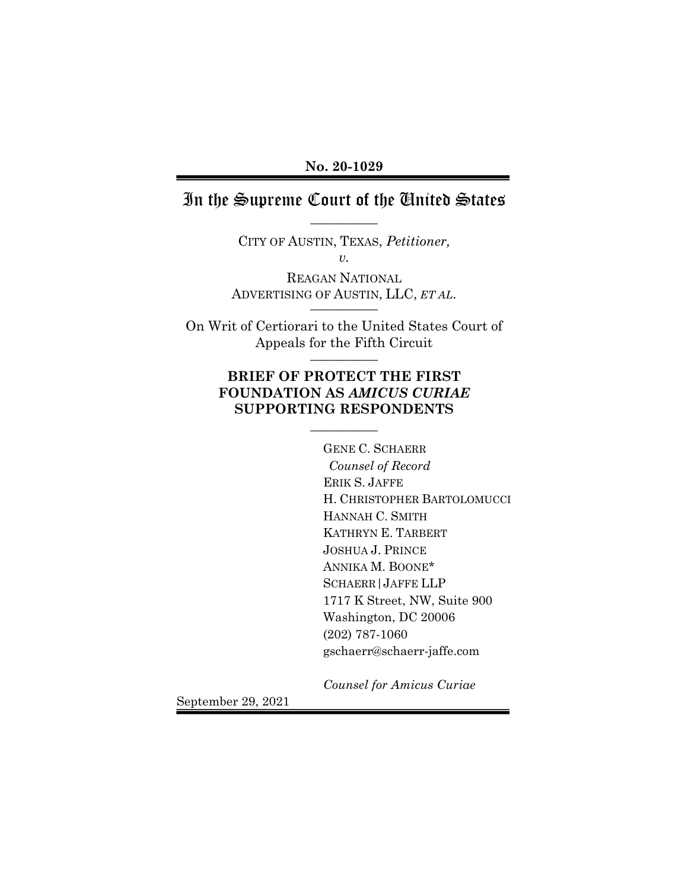**No. 20-1029**

# In the Supreme Court of the United States

---

CITY OF AUSTIN, TEXAS, *Petitioner,*

*v.*

REAGAN NATIONAL ADVERTISING OF AUSTIN, LLC, *ET AL.*

---

On Writ of Certiorari to the United States Court of Appeals for the Fifth Circuit

---

## BRIEF OF PROTECT THE FIRST FOUNDATION AS *AMICUS CURIAE* SUPPORTING RESPONDENTS

---

GENE C. SCHAERR
*Counsel of Record*
ERIK S. JAFFE
H. CHRISTOPHER BARTOLOMUCCI
HANNAH C. SMITH
KATHRYN E. TARBERT
JOSHUA J. PRINCE
ANNIKA M. BOONE*
SCHAERR | JAFFE LLP
1717 K Street, NW, Suite 900
Washington, DC 20006
(202) 787-1060
gschaerr@schaerr-jaffe.com

*Counsel for Amicus Curiae*

September 29, 2021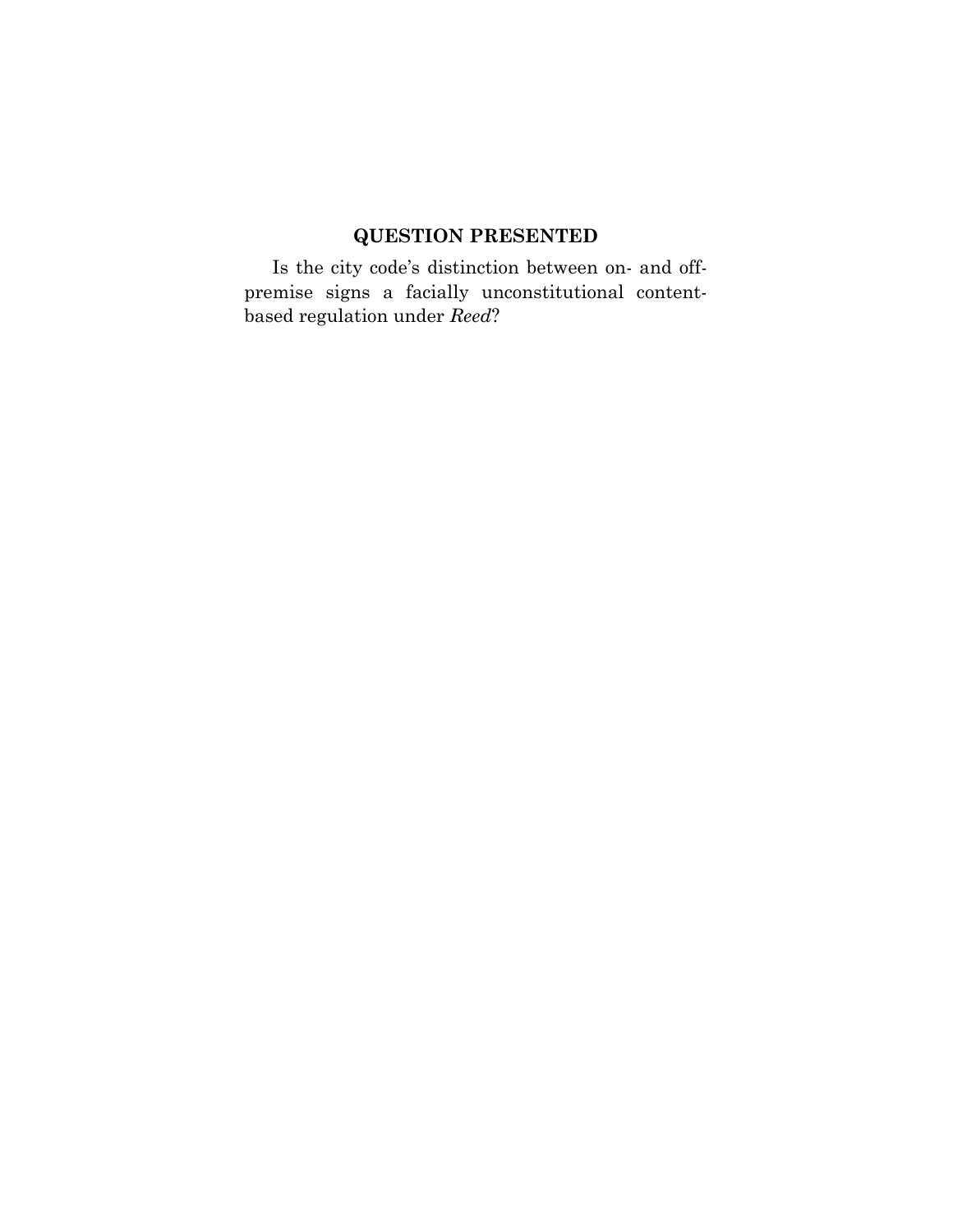## QUESTION PRESENTED

Is the city code's distinction between on- and off-premise signs a facially unconstitutional content-based regulation under *Reed*?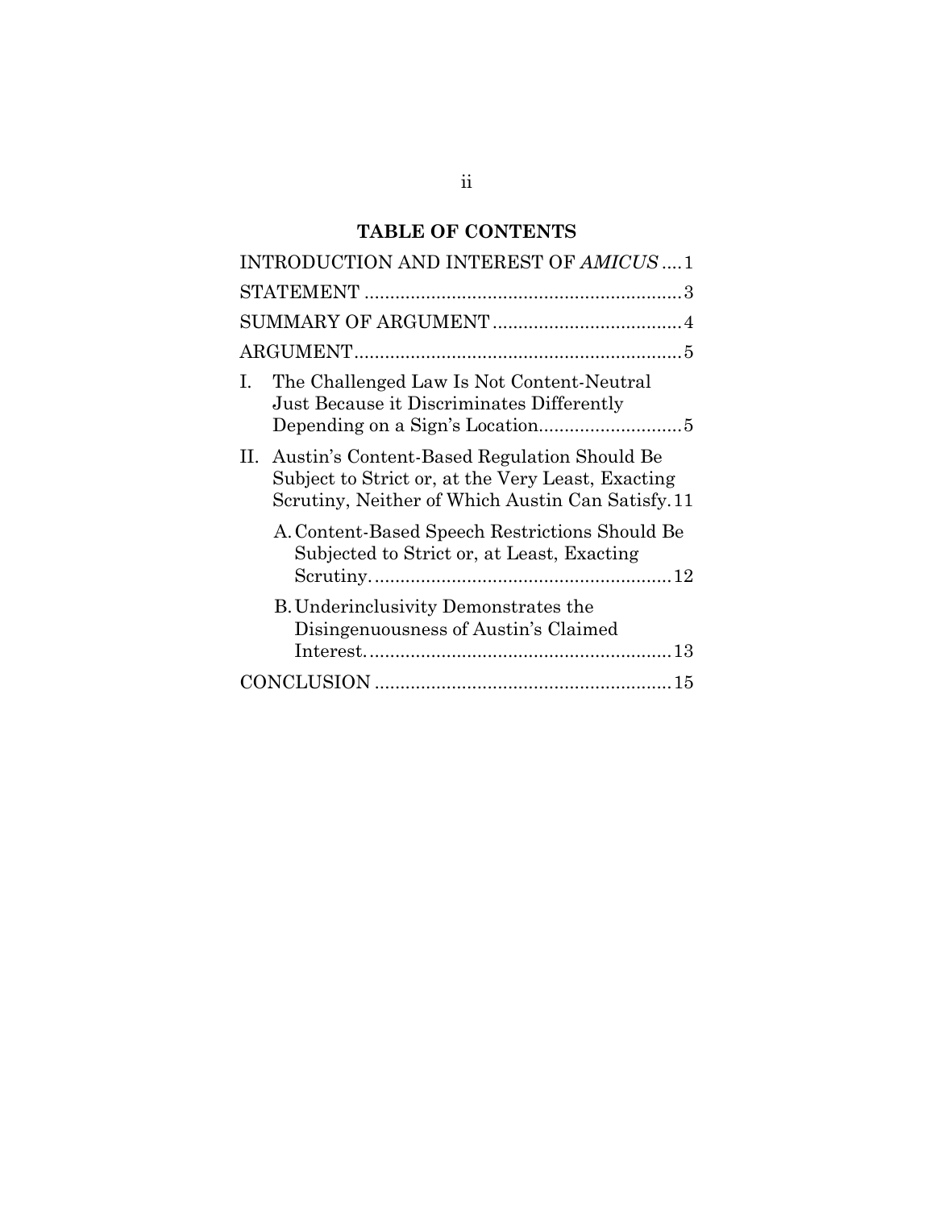## TABLE OF CONTENTS

INTRODUCTION AND INTEREST OF *AMICUS* .... 1

STATEMENT .............................................................. 3

SUMMARY OF ARGUMENT ..................................... 4

ARGUMENT................................................................ 5

I. The Challenged Law Is Not Content-Neutral Just Because it Discriminates Differently Depending on a Sign's Location............................ 5

II. Austin's Content-Based Regulation Should Be Subject to Strict or, at the Very Least, Exacting Scrutiny, Neither of Which Austin Can Satisfy. 11

A. Content-Based Speech Restrictions Should Be Subjected to Strict or, at Least, Exacting Scrutiny........................................................... 12

B. Underinclusivity Demonstrates the Disingenuousness of Austin's Claimed Interest............................................................ 13

CONCLUSION .......................................................... 15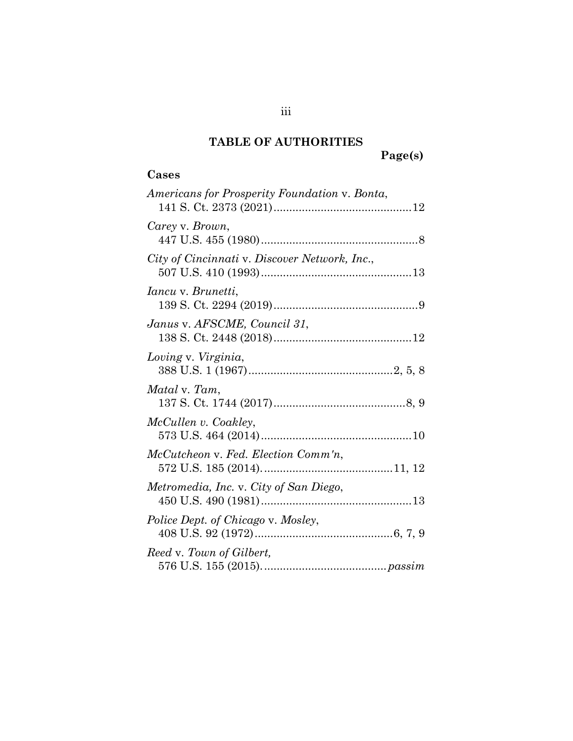# TABLE OF AUTHORITIES

**Page(s)**

## Cases

*Americans for Prosperity Foundation* v. *Bonta*, 141 S. Ct. 2373 (2021) ........................................... 12

*Carey* v. *Brown*, 447 U.S. 455 (1980) ................................................. 8

*City of Cincinnati* v. *Discover Network, Inc.*, 507 U.S. 410 (1993) ............................................... 13

*Iancu* v. *Brunetti*, 139 S. Ct. 2294 (2019) ............................................. 9

*Janus* v. *AFSCME, Council 31*, 138 S. Ct. 2448 (2018) ........................................... 12

*Loving* v. *Virginia*, 388 U.S. 1 (1967) ............................................. 2, 5, 8

*Matal* v. *Tam*, 137 S. Ct. 1744 (2017) ......................................... 8, 9

*McCullen v. Coakley*, 573 U.S. 464 (2014) ............................................... 10

*McCutcheon* v. *Fed. Election Comm'n*, 572 U.S. 185 (2014). ........................................ 11, 12

*Metromedia, Inc.* v. *City of San Diego*, 450 U.S. 490 (1981) ............................................... 13

*Police Dept. of Chicago* v. *Mosley*, 408 U.S. 92 (1972) ........................................... 6, 7, 9

*Reed* v. *Town of Gilbert,* 576 U.S. 155 (2015). ...................................... *passim*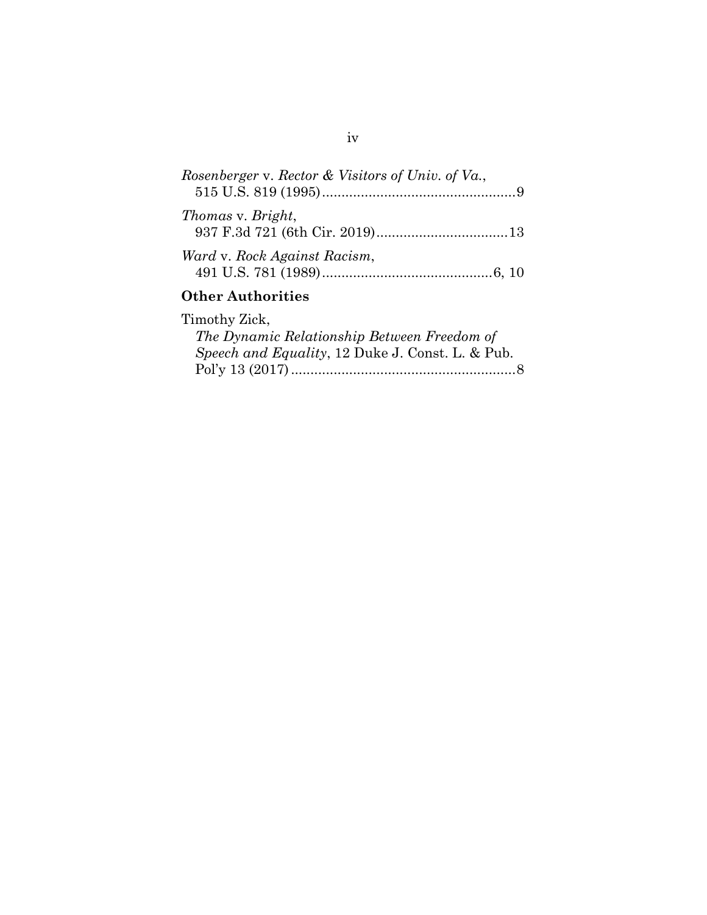*Rosenberger* v. *Rector & Visitors of Univ. of Va.*,
515 U.S. 819 (1995)....................................................9

*Thomas* v. *Bright*,
937 F.3d 721 (6th Cir. 2019)..................................13

*Ward* v. *Rock Against Racism*,
491 U.S. 781 (1989)............................................6, 10

**Other Authorities**

Timothy Zick,
*The Dynamic Relationship Between Freedom of Speech and Equality*, 12 Duke J. Const. L. & Pub. Pol'y 13 (2017)..........................................................8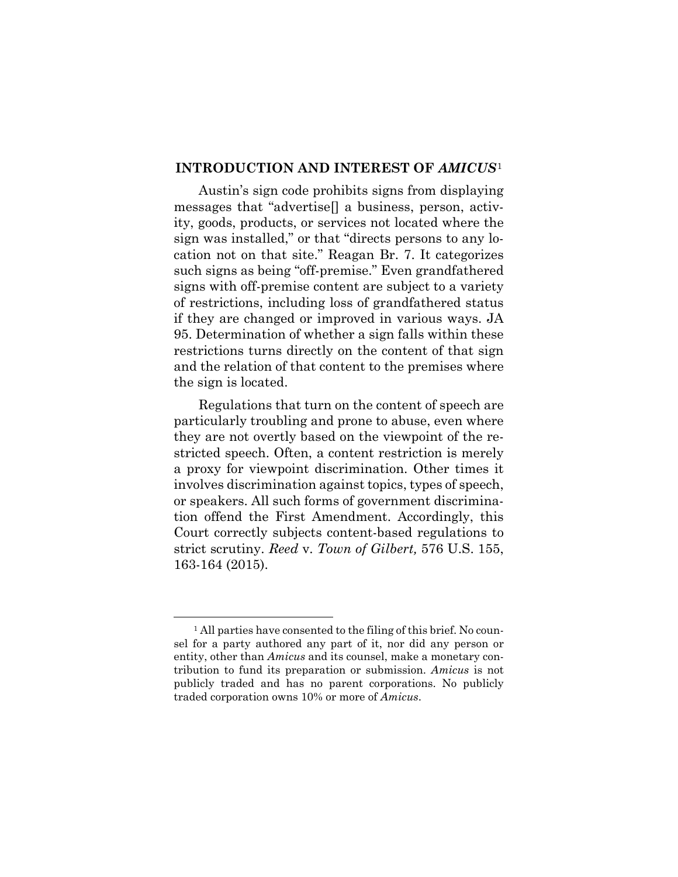## INTRODUCTION AND INTEREST OF *AMICUS*[1]

Austin's sign code prohibits signs from displaying messages that "advertise[] a business, person, activity, goods, products, or services not located where the sign was installed," or that "directs persons to any location not on that site." Reagan Br. 7. It categorizes such signs as being "off-premise." Even grandfathered signs with off-premise content are subject to a variety of restrictions, including loss of grandfathered status if they are changed or improved in various ways. JA 95. Determination of whether a sign falls within these restrictions turns directly on the content of that sign and the relation of that content to the premises where the sign is located.

Regulations that turn on the content of speech are particularly troubling and prone to abuse, even where they are not overtly based on the viewpoint of the restricted speech. Often, a content restriction is merely a proxy for viewpoint discrimination. Other times it involves discrimination against topics, types of speech, or speakers. All such forms of government discrimination offend the First Amendment. Accordingly, this Court correctly subjects content-based regulations to strict scrutiny. *Reed* v. *Town of Gilbert,* 576 U.S. 155, 163-164 (2015).

[1] All parties have consented to the filing of this brief. No counsel for a party authored any part of it, nor did any person or entity, other than *Amicus* and its counsel, make a monetary contribution to fund its preparation or submission. *Amicus* is not publicly traded and has no parent corporations. No publicly traded corporation owns 10% or more of *Amicus*.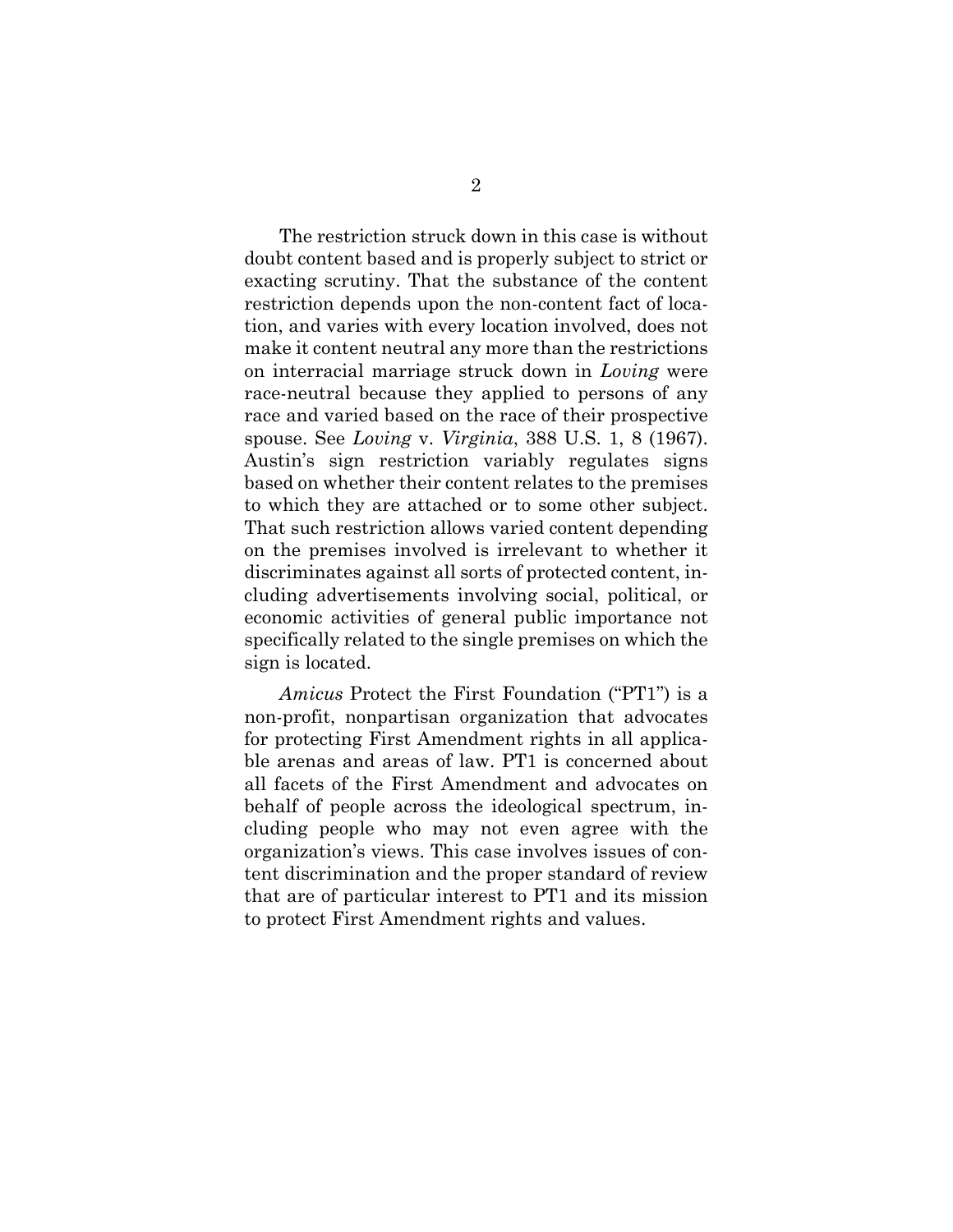The restriction struck down in this case is without doubt content based and is properly subject to strict or exacting scrutiny. That the substance of the content restriction depends upon the non-content fact of location, and varies with every location involved, does not make it content neutral any more than the restrictions on interracial marriage struck down in *Loving* were race-neutral because they applied to persons of any race and varied based on the race of their prospective spouse. See *Loving* v. *Virginia*, 388 U.S. 1, 8 (1967). Austin's sign restriction variably regulates signs based on whether their content relates to the premises to which they are attached or to some other subject. That such restriction allows varied content depending on the premises involved is irrelevant to whether it discriminates against all sorts of protected content, including advertisements involving social, political, or economic activities of general public importance not specifically related to the single premises on which the sign is located.

*Amicus* Protect the First Foundation ("PT1") is a non-profit, nonpartisan organization that advocates for protecting First Amendment rights in all applicable arenas and areas of law. PT1 is concerned about all facets of the First Amendment and advocates on behalf of people across the ideological spectrum, including people who may not even agree with the organization's views. This case involves issues of content discrimination and the proper standard of review that are of particular interest to PT1 and its mission to protect First Amendment rights and values.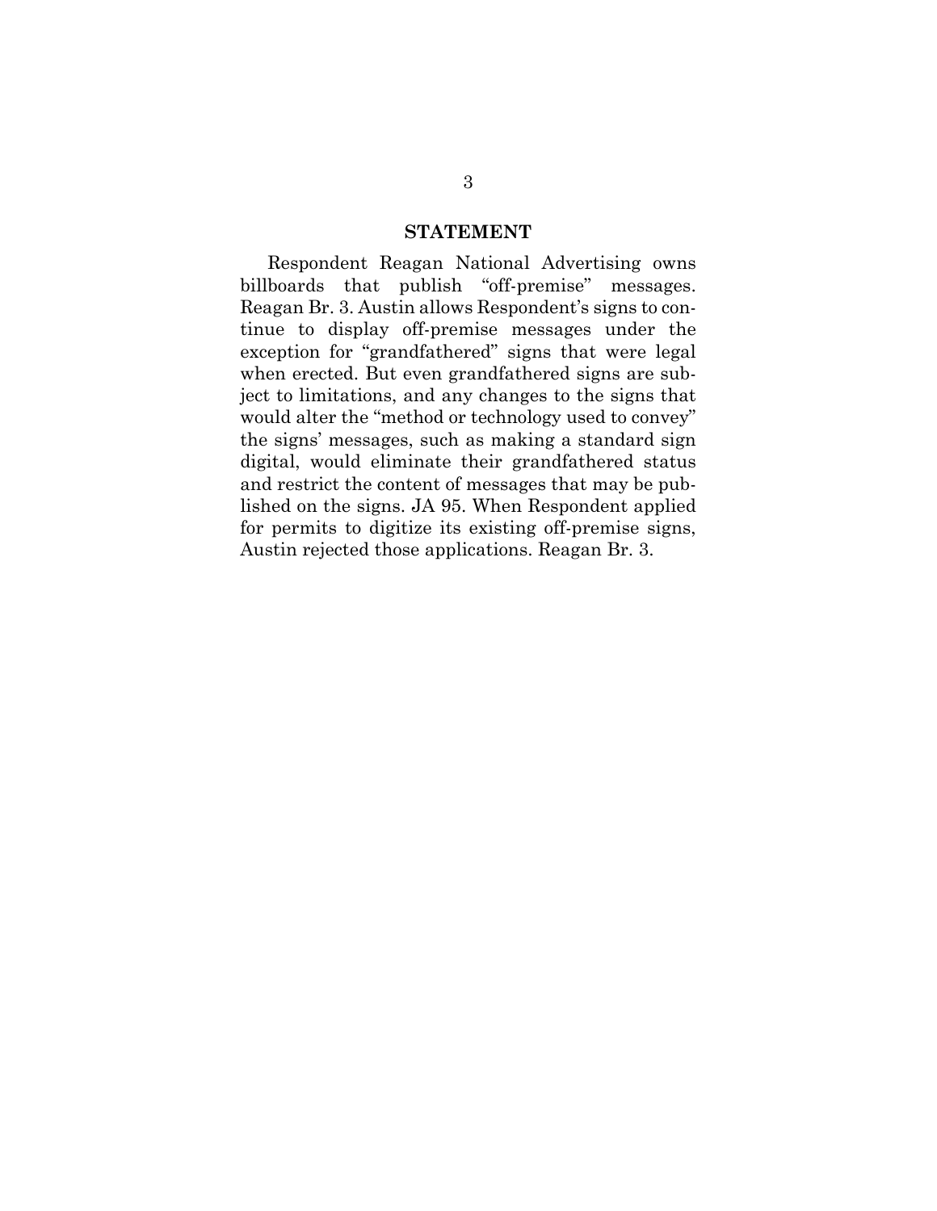## STATEMENT

Respondent Reagan National Advertising owns billboards that publish "off-premise" messages. Reagan Br. 3. Austin allows Respondent's signs to continue to display off-premise messages under the exception for "grandfathered" signs that were legal when erected. But even grandfathered signs are subject to limitations, and any changes to the signs that would alter the "method or technology used to convey" the signs' messages, such as making a standard sign digital, would eliminate their grandfathered status and restrict the content of messages that may be published on the signs. JA 95. When Respondent applied for permits to digitize its existing off-premise signs, Austin rejected those applications. Reagan Br. 3.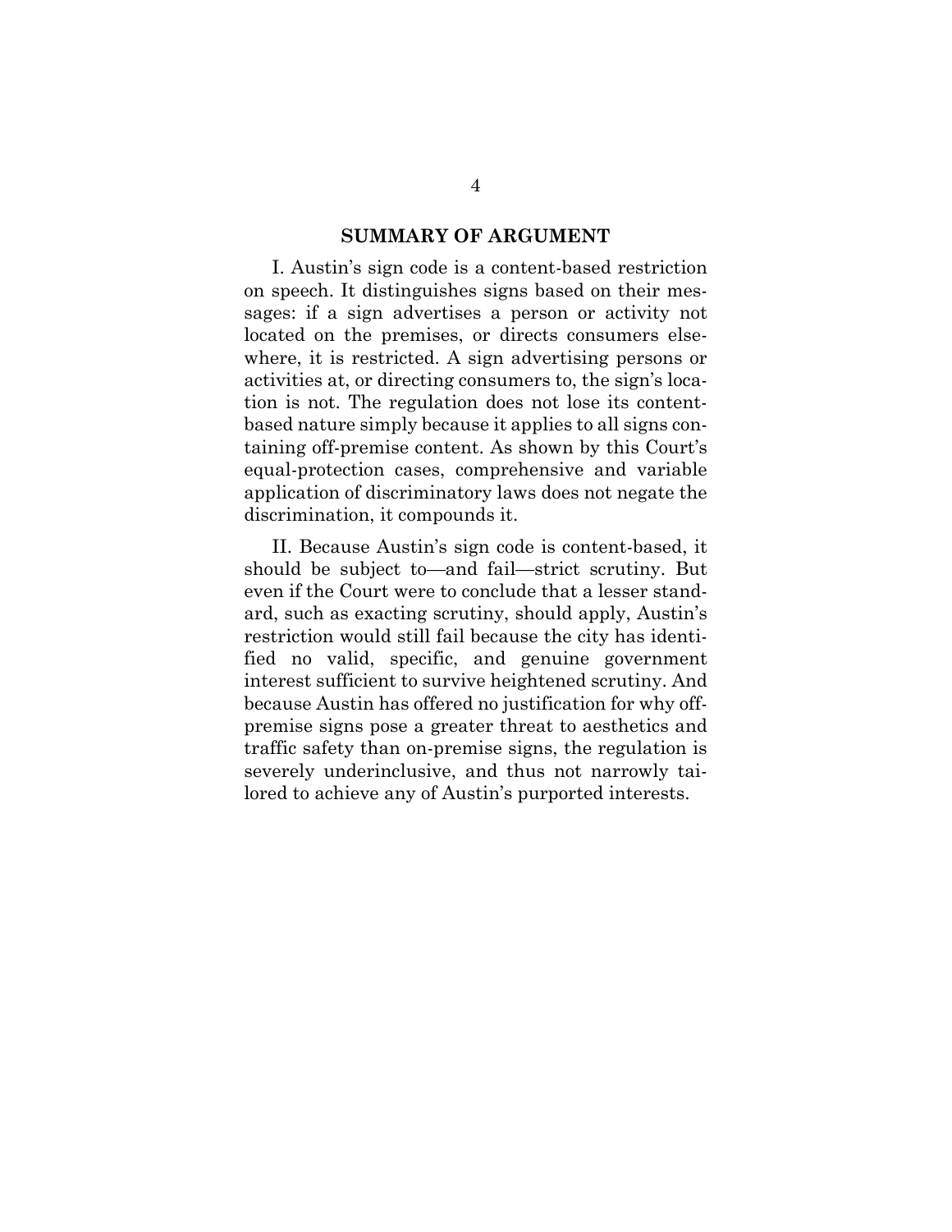## SUMMARY OF ARGUMENT

I. Austin's sign code is a content-based restriction on speech. It distinguishes signs based on their messages: if a sign advertises a person or activity not located on the premises, or directs consumers elsewhere, it is restricted. A sign advertising persons or activities at, or directing consumers to, the sign's location is not. The regulation does not lose its content-based nature simply because it applies to all signs containing off-premise content. As shown by this Court's equal-protection cases, comprehensive and variable application of discriminatory laws does not negate the discrimination, it compounds it.

II. Because Austin's sign code is content-based, it should be subject to—and fail—strict scrutiny. But even if the Court were to conclude that a lesser standard, such as exacting scrutiny, should apply, Austin's restriction would still fail because the city has identified no valid, specific, and genuine government interest sufficient to survive heightened scrutiny. And because Austin has offered no justification for why off-premise signs pose a greater threat to aesthetics and traffic safety than on-premise signs, the regulation is severely underinclusive, and thus not narrowly tailored to achieve any of Austin's purported interests.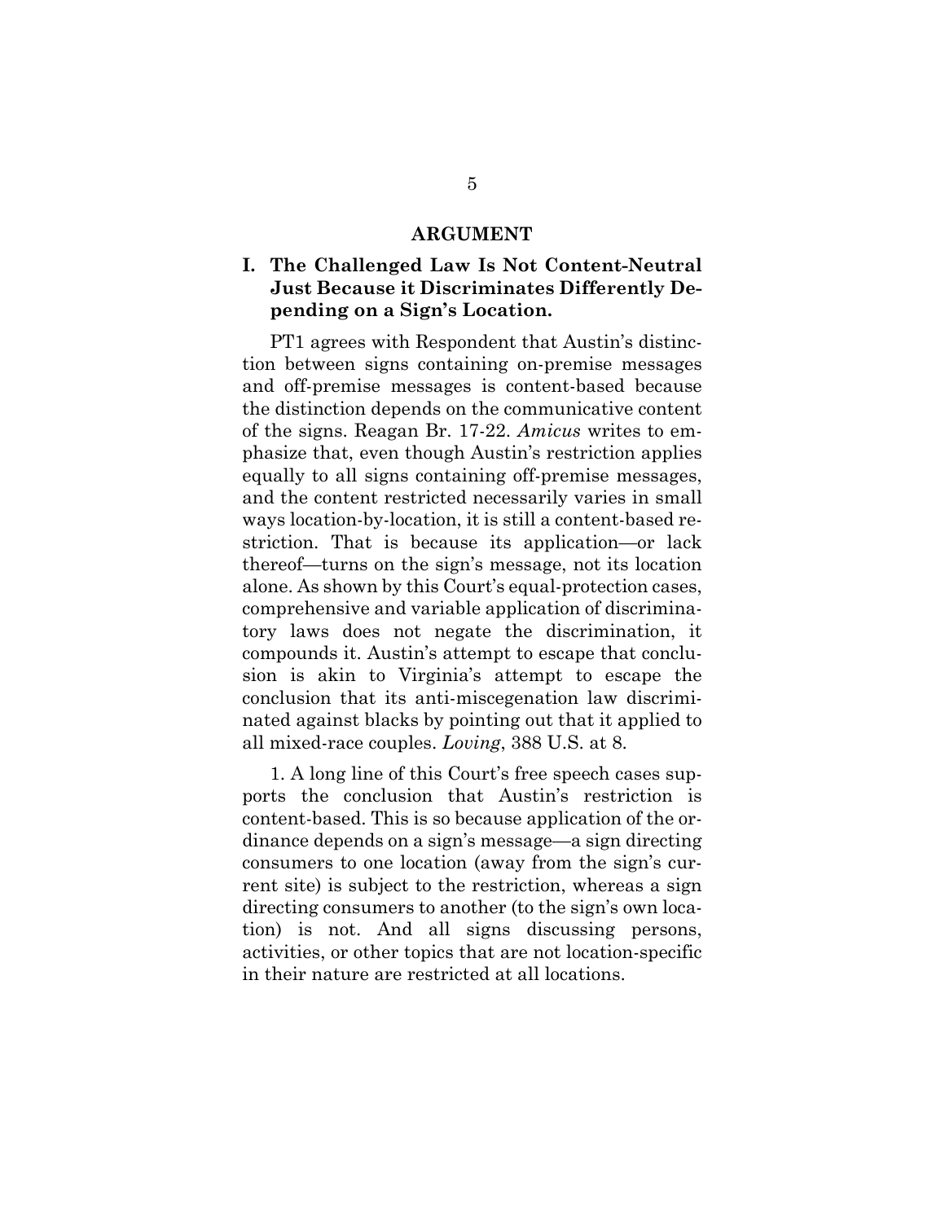## ARGUMENT

### I. The Challenged Law Is Not Content-Neutral Just Because it Discriminates Differently Depending on a Sign's Location.

PT1 agrees with Respondent that Austin's distinction between signs containing on-premise messages and off-premise messages is content-based because the distinction depends on the communicative content of the signs. Reagan Br. 17-22. *Amicus* writes to emphasize that, even though Austin's restriction applies equally to all signs containing off-premise messages, and the content restricted necessarily varies in small ways location-by-location, it is still a content-based restriction. That is because its application—or lack thereof—turns on the sign's message, not its location alone. As shown by this Court's equal-protection cases, comprehensive and variable application of discriminatory laws does not negate the discrimination, it compounds it. Austin's attempt to escape that conclusion is akin to Virginia's attempt to escape the conclusion that its anti-miscegenation law discriminated against blacks by pointing out that it applied to all mixed-race couples. *Loving*, 388 U.S. at 8.

1. A long line of this Court's free speech cases supports the conclusion that Austin's restriction is content-based. This is so because application of the ordinance depends on a sign's message—a sign directing consumers to one location (away from the sign's current site) is subject to the restriction, whereas a sign directing consumers to another (to the sign's own location) is not. And all signs discussing persons, activities, or other topics that are not location-specific in their nature are restricted at all locations.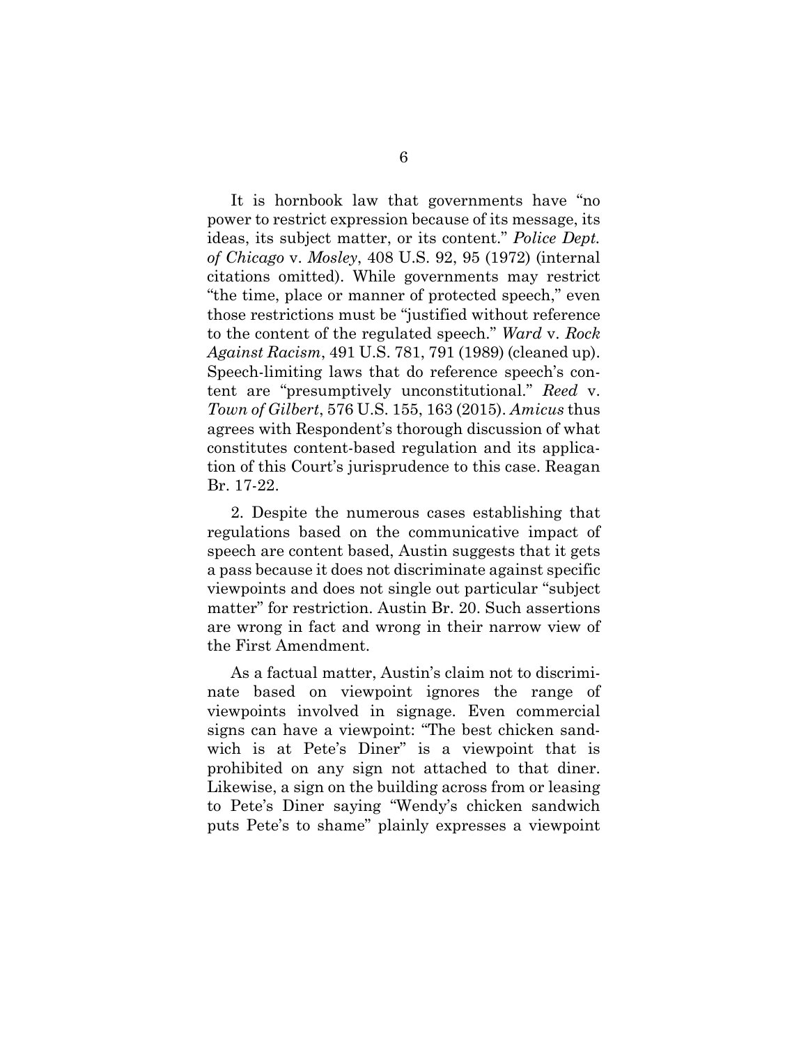It is hornbook law that governments have "no power to restrict expression because of its message, its ideas, its subject matter, or its content." *Police Dept. of Chicago* v. *Mosley*, 408 U.S. 92, 95 (1972) (internal citations omitted). While governments may restrict "the time, place or manner of protected speech," even those restrictions must be "justified without reference to the content of the regulated speech." *Ward* v. *Rock Against Racism*, 491 U.S. 781, 791 (1989) (cleaned up). Speech-limiting laws that do reference speech's content are "presumptively unconstitutional." *Reed* v. *Town of Gilbert*, 576 U.S. 155, 163 (2015). *Amicus* thus agrees with Respondent's thorough discussion of what constitutes content-based regulation and its application of this Court's jurisprudence to this case. Reagan Br. 17-22.

2. Despite the numerous cases establishing that regulations based on the communicative impact of speech are content based, Austin suggests that it gets a pass because it does not discriminate against specific viewpoints and does not single out particular "subject matter" for restriction. Austin Br. 20. Such assertions are wrong in fact and wrong in their narrow view of the First Amendment.

As a factual matter, Austin's claim not to discriminate based on viewpoint ignores the range of viewpoints involved in signage. Even commercial signs can have a viewpoint: "The best chicken sandwich is at Pete's Diner" is a viewpoint that is prohibited on any sign not attached to that diner. Likewise, a sign on the building across from or leasing to Pete's Diner saying "Wendy's chicken sandwich puts Pete's to shame" plainly expresses a viewpoint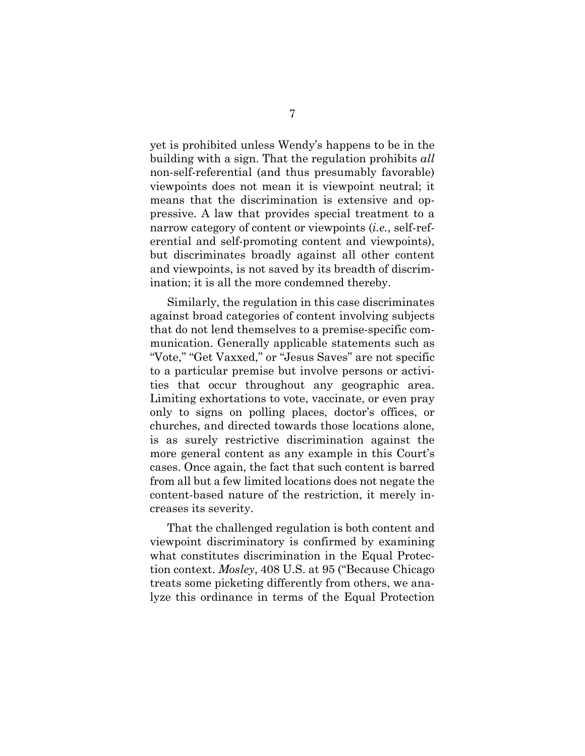yet is prohibited unless Wendy's happens to be in the building with a sign. That the regulation prohibits *all* non-self-referential (and thus presumably favorable) viewpoints does not mean it is viewpoint neutral; it means that the discrimination is extensive and oppressive. A law that provides special treatment to a narrow category of content or viewpoints (*i.e.*, self-referential and self-promoting content and viewpoints), but discriminates broadly against all other content and viewpoints, is not saved by its breadth of discrimination; it is all the more condemned thereby.

Similarly, the regulation in this case discriminates against broad categories of content involving subjects that do not lend themselves to a premise-specific communication. Generally applicable statements such as "Vote," "Get Vaxxed," or "Jesus Saves" are not specific to a particular premise but involve persons or activities that occur throughout any geographic area. Limiting exhortations to vote, vaccinate, or even pray only to signs on polling places, doctor's offices, or churches, and directed towards those locations alone, is as surely restrictive discrimination against the more general content as any example in this Court's cases. Once again, the fact that such content is barred from all but a few limited locations does not negate the content-based nature of the restriction, it merely increases its severity.

That the challenged regulation is both content and viewpoint discriminatory is confirmed by examining what constitutes discrimination in the Equal Protection context. *Mosley*, 408 U.S. at 95 ("Because Chicago treats some picketing differently from others, we analyze this ordinance in terms of the Equal Protection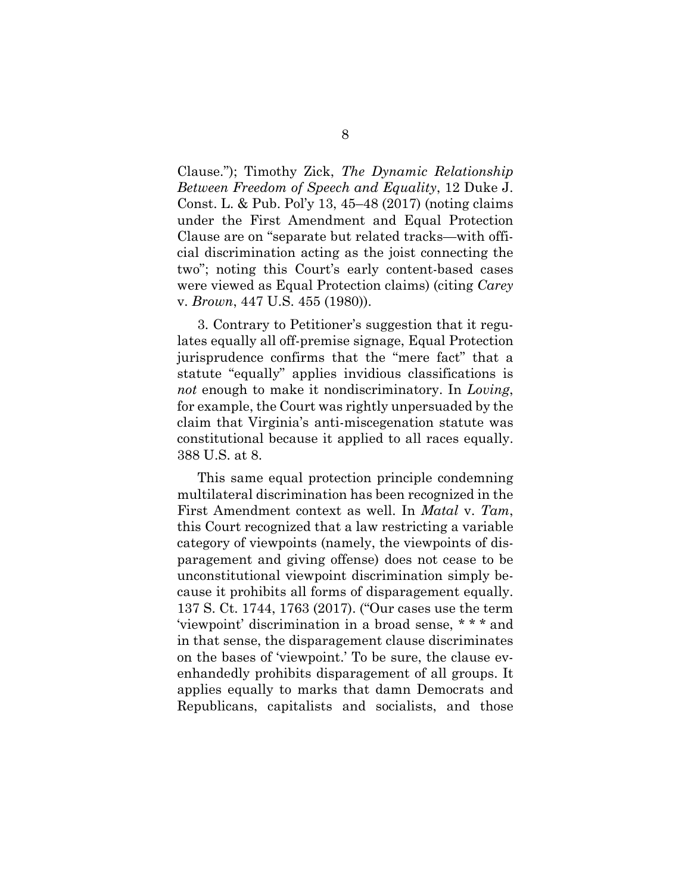Clause."); Timothy Zick, *The Dynamic Relationship Between Freedom of Speech and Equality*, 12 Duke J. Const. L. & Pub. Pol'y 13, 45–48 (2017) (noting claims under the First Amendment and Equal Protection Clause are on "separate but related tracks—with official discrimination acting as the joist connecting the two"; noting this Court's early content-based cases were viewed as Equal Protection claims) (citing *Carey* v. *Brown*, 447 U.S. 455 (1980)).

3. Contrary to Petitioner's suggestion that it regulates equally all off-premise signage, Equal Protection jurisprudence confirms that the "mere fact" that a statute "equally" applies invidious classifications is *not* enough to make it nondiscriminatory. In *Loving*, for example, the Court was rightly unpersuaded by the claim that Virginia's anti-miscegenation statute was constitutional because it applied to all races equally. 388 U.S. at 8.

This same equal protection principle condemning multilateral discrimination has been recognized in the First Amendment context as well. In *Matal* v. *Tam*, this Court recognized that a law restricting a variable category of viewpoints (namely, the viewpoints of disparagement and giving offense) does not cease to be unconstitutional viewpoint discrimination simply because it prohibits all forms of disparagement equally. 137 S. Ct. 1744, 1763 (2017). ("Our cases use the term 'viewpoint' discrimination in a broad sense, * * * and in that sense, the disparagement clause discriminates on the bases of 'viewpoint.' To be sure, the clause evenhandedly prohibits disparagement of all groups. It applies equally to marks that damn Democrats and Republicans, capitalists and socialists, and those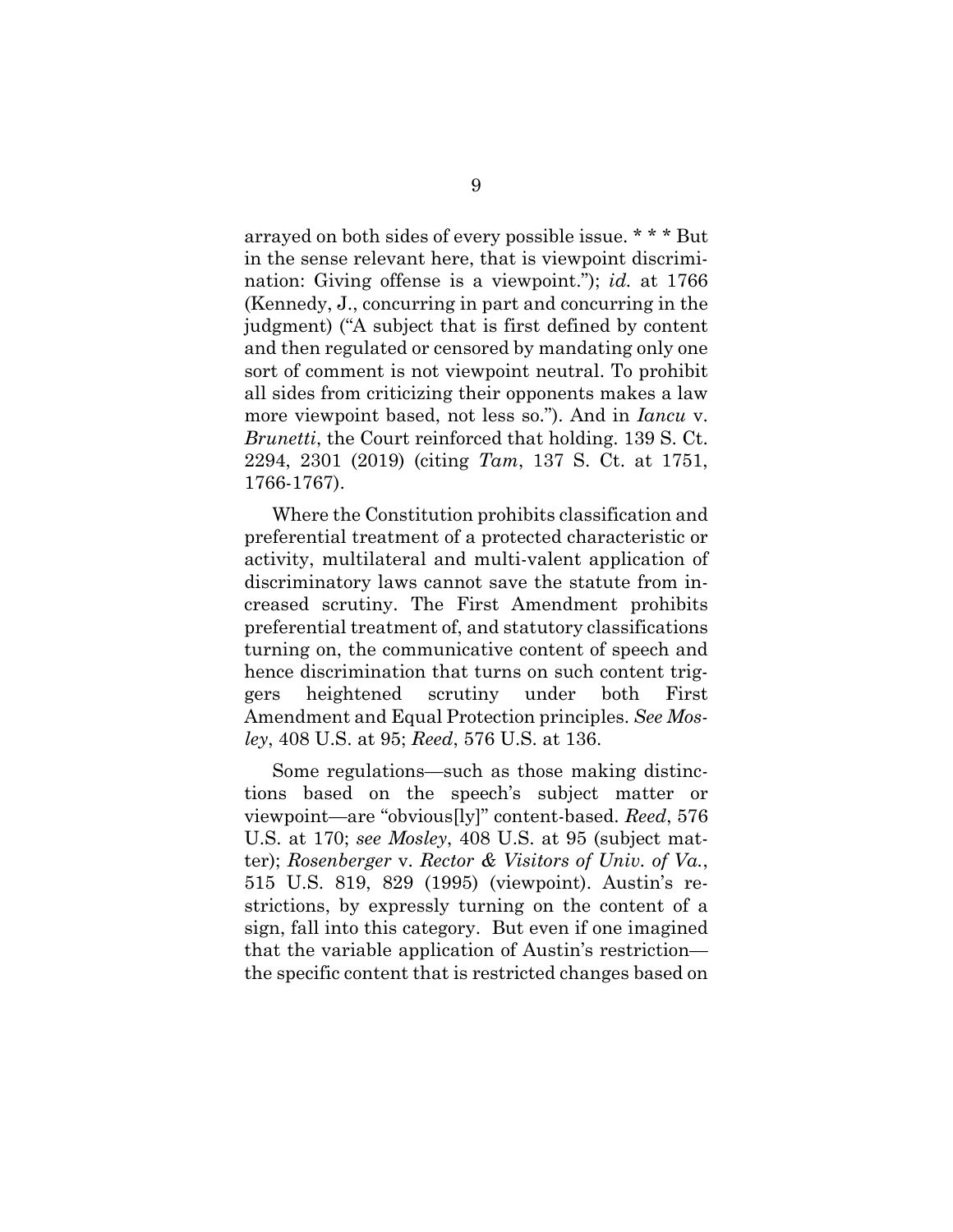arrayed on both sides of every possible issue. * * * But in the sense relevant here, that is viewpoint discrimination: Giving offense is a viewpoint."); *id.* at 1766 (Kennedy, J., concurring in part and concurring in the judgment) ("A subject that is first defined by content and then regulated or censored by mandating only one sort of comment is not viewpoint neutral. To prohibit all sides from criticizing their opponents makes a law more viewpoint based, not less so."). And in *Iancu* v. *Brunetti*, the Court reinforced that holding. 139 S. Ct. 2294, 2301 (2019) (citing *Tam*, 137 S. Ct. at 1751, 1766-1767).

Where the Constitution prohibits classification and preferential treatment of a protected characteristic or activity, multilateral and multi-valent application of discriminatory laws cannot save the statute from increased scrutiny. The First Amendment prohibits preferential treatment of, and statutory classifications turning on, the communicative content of speech and hence discrimination that turns on such content triggers heightened scrutiny under both First Amendment and Equal Protection principles. *See Mosley*, 408 U.S. at 95; *Reed*, 576 U.S. at 136.

Some regulations—such as those making distinctions based on the speech's subject matter or viewpoint—are "obvious[ly]" content-based. *Reed*, 576 U.S. at 170; *see Mosley*, 408 U.S. at 95 (subject matter); *Rosenberger* v. *Rector & Visitors of Univ. of Va.*, 515 U.S. 819, 829 (1995) (viewpoint). Austin's restrictions, by expressly turning on the content of a sign, fall into this category. But even if one imagined that the variable application of Austin's restriction—the specific content that is restricted changes based on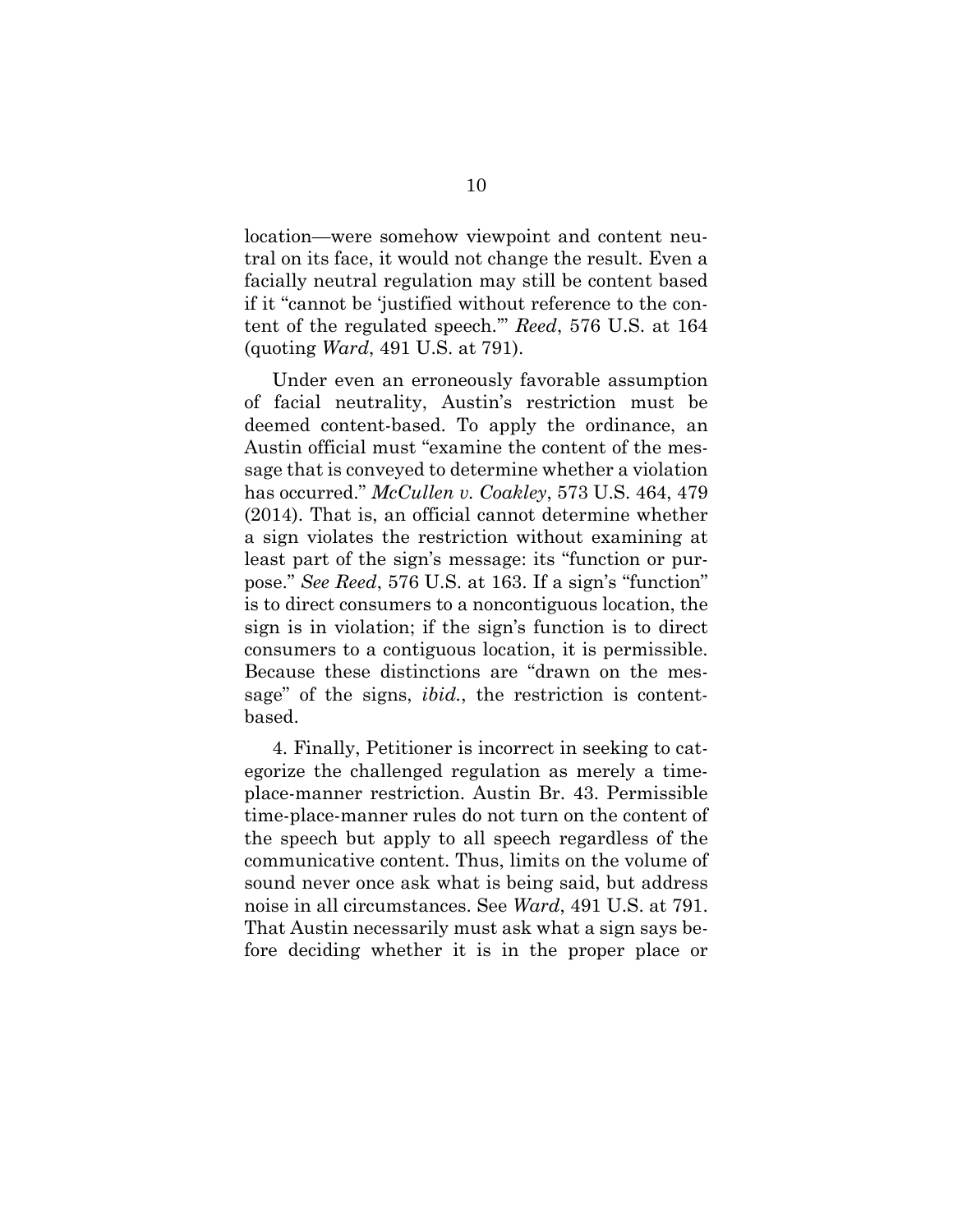location—were somehow viewpoint and content neutral on its face, it would not change the result. Even a facially neutral regulation may still be content based if it "cannot be 'justified without reference to the content of the regulated speech.'" *Reed*, 576 U.S. at 164 (quoting *Ward*, 491 U.S. at 791).

Under even an erroneously favorable assumption of facial neutrality, Austin's restriction must be deemed content-based. To apply the ordinance, an Austin official must "examine the content of the message that is conveyed to determine whether a violation has occurred." *McCullen v. Coakley*, 573 U.S. 464, 479 (2014). That is, an official cannot determine whether a sign violates the restriction without examining at least part of the sign's message: its "function or purpose." *See Reed*, 576 U.S. at 163. If a sign's "function" is to direct consumers to a noncontiguous location, the sign is in violation; if the sign's function is to direct consumers to a contiguous location, it is permissible. Because these distinctions are "drawn on the message" of the signs, *ibid.*, the restriction is content-based.

4. Finally, Petitioner is incorrect in seeking to categorize the challenged regulation as merely a time-place-manner restriction. Austin Br. 43. Permissible time-place-manner rules do not turn on the content of the speech but apply to all speech regardless of the communicative content. Thus, limits on the volume of sound never once ask what is being said, but address noise in all circumstances. See *Ward*, 491 U.S. at 791. That Austin necessarily must ask what a sign says before deciding whether it is in the proper place or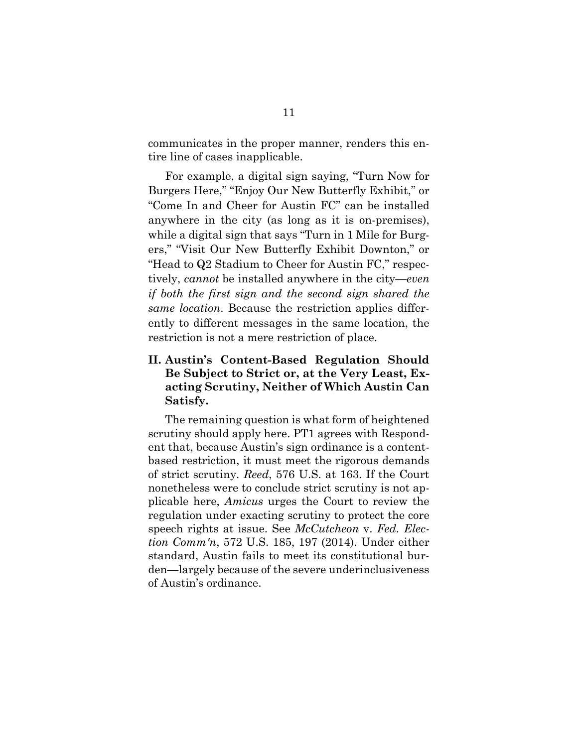communicates in the proper manner, renders this entire line of cases inapplicable.

For example, a digital sign saying, "Turn Now for Burgers Here," "Enjoy Our New Butterfly Exhibit," or "Come In and Cheer for Austin FC" can be installed anywhere in the city (as long as it is on-premises), while a digital sign that says "Turn in 1 Mile for Burgers," "Visit Our New Butterfly Exhibit Downton," or "Head to Q2 Stadium to Cheer for Austin FC," respectively, *cannot* be installed anywhere in the city—*even if both the first sign and the second sign shared the same location*. Because the restriction applies differently to different messages in the same location, the restriction is not a mere restriction of place.

## II. Austin's Content-Based Regulation Should Be Subject to Strict or, at the Very Least, Exacting Scrutiny, Neither of Which Austin Can Satisfy.

The remaining question is what form of heightened scrutiny should apply here. PT1 agrees with Respondent that, because Austin's sign ordinance is a content-based restriction, it must meet the rigorous demands of strict scrutiny. *Reed*, 576 U.S. at 163. If the Court nonetheless were to conclude strict scrutiny is not applicable here, *Amicus* urges the Court to review the regulation under exacting scrutiny to protect the core speech rights at issue. See *McCutcheon* v. *Fed. Election Comm'n*, 572 U.S. 185, 197 (2014). Under either standard, Austin fails to meet its constitutional burden—largely because of the severe underinclusiveness of Austin's ordinance.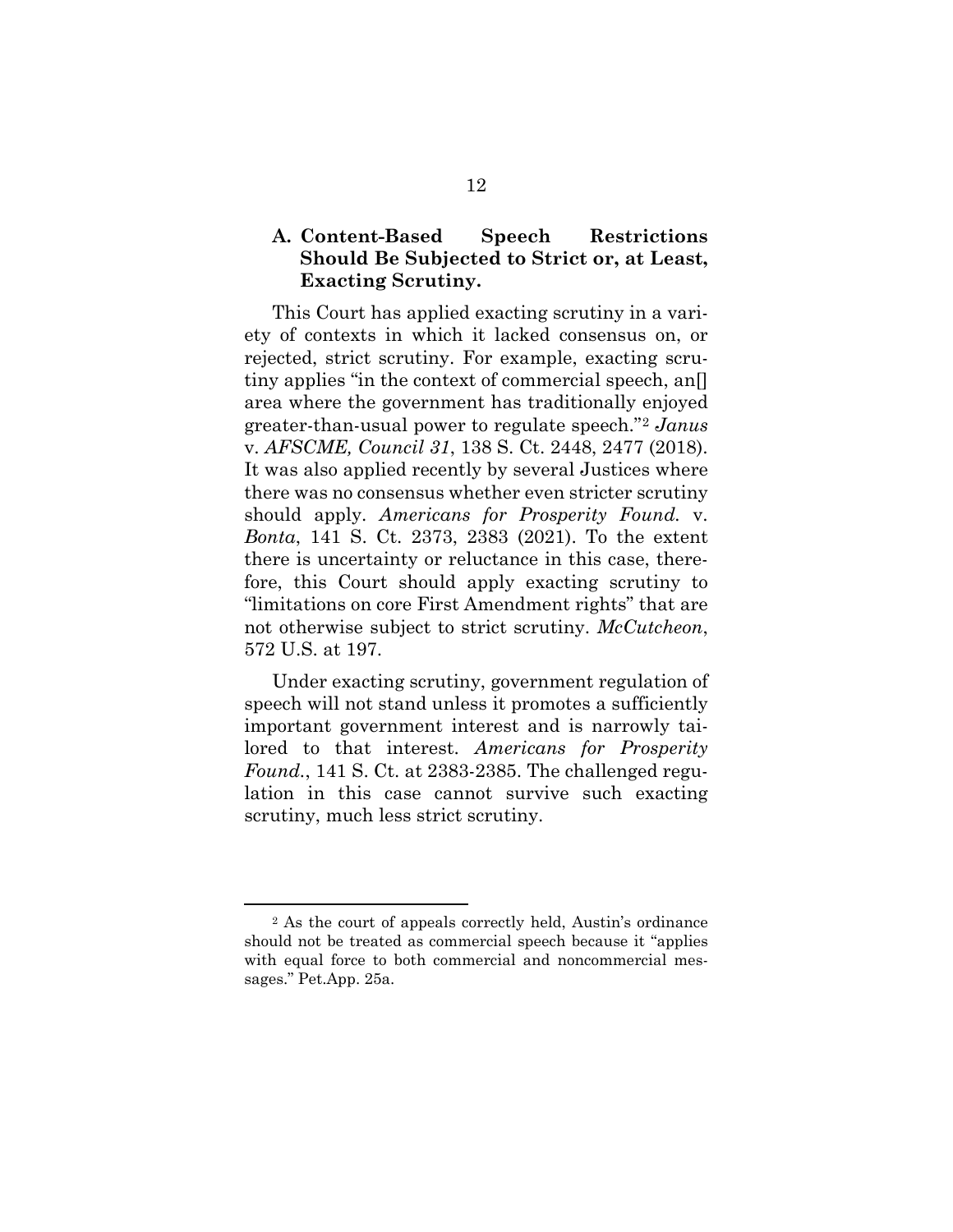### A. Content-Based Speech Restrictions Should Be Subjected to Strict or, at Least, Exacting Scrutiny.

This Court has applied exacting scrutiny in a variety of contexts in which it lacked consensus on, or rejected, strict scrutiny. For example, exacting scrutiny applies "in the context of commercial speech, an[] area where the government has traditionally enjoyed greater-than-usual power to regulate speech."[2] *Janus* v. *AFSCME, Council 31*, 138 S. Ct. 2448, 2477 (2018). It was also applied recently by several Justices where there was no consensus whether even stricter scrutiny should apply. *Americans for Prosperity Found.* v. *Bonta*, 141 S. Ct. 2373, 2383 (2021). To the extent there is uncertainty or reluctance in this case, therefore, this Court should apply exacting scrutiny to "limitations on core First Amendment rights" that are not otherwise subject to strict scrutiny. *McCutcheon*, 572 U.S. at 197.

Under exacting scrutiny, government regulation of speech will not stand unless it promotes a sufficiently important government interest and is narrowly tailored to that interest. *Americans for Prosperity Found.*, 141 S. Ct. at 2383-2385. The challenged regulation in this case cannot survive such exacting scrutiny, much less strict scrutiny.

---

[2] As the court of appeals correctly held, Austin's ordinance should not be treated as commercial speech because it "applies with equal force to both commercial and noncommercial messages." Pet.App. 25a.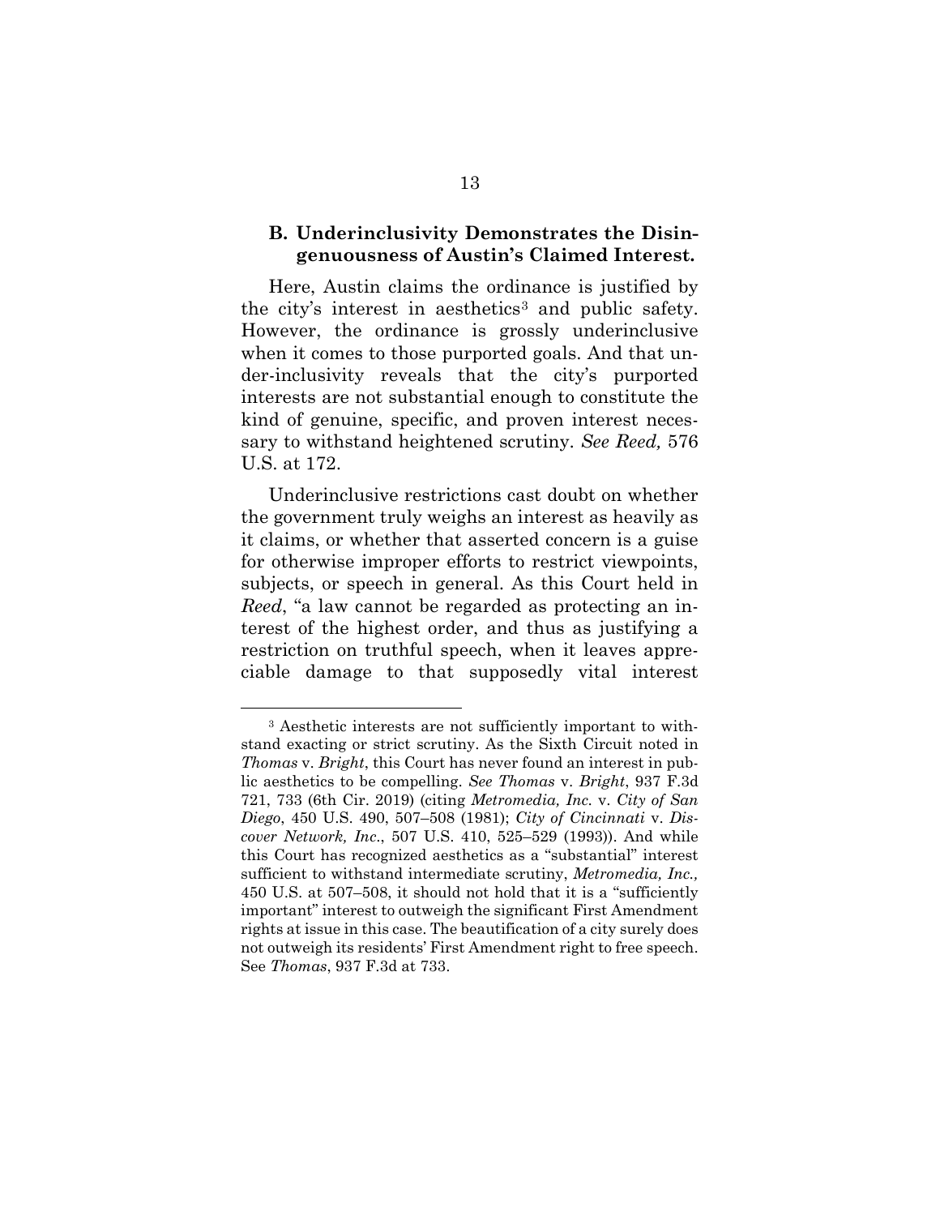### B. Underinclusivity Demonstrates the Disingenuousness of Austin's Claimed Interest.

Here, Austin claims the ordinance is justified by the city's interest in aesthetics[3] and public safety. However, the ordinance is grossly underinclusive when it comes to those purported goals. And that under-inclusivity reveals that the city's purported interests are not substantial enough to constitute the kind of genuine, specific, and proven interest necessary to withstand heightened scrutiny. *See Reed,* 576 U.S. at 172.

Underinclusive restrictions cast doubt on whether the government truly weighs an interest as heavily as it claims, or whether that asserted concern is a guise for otherwise improper efforts to restrict viewpoints, subjects, or speech in general. As this Court held in *Reed*, "a law cannot be regarded as protecting an interest of the highest order, and thus as justifying a restriction on truthful speech, when it leaves appreciable damage to that supposedly vital interest

---

[3] Aesthetic interests are not sufficiently important to withstand exacting or strict scrutiny. As the Sixth Circuit noted in *Thomas* v. *Bright*, this Court has never found an interest in public aesthetics to be compelling. *See Thomas* v. *Bright*, 937 F.3d 721, 733 (6th Cir. 2019) (citing *Metromedia, Inc.* v. *City of San Diego*, 450 U.S. 490, 507–508 (1981); *City of Cincinnati* v. *Discover Network, Inc*., 507 U.S. 410, 525–529 (1993)). And while this Court has recognized aesthetics as a "substantial" interest sufficient to withstand intermediate scrutiny, *Metromedia, Inc.,* 450 U.S. at 507–508, it should not hold that it is a "sufficiently important" interest to outweigh the significant First Amendment rights at issue in this case. The beautification of a city surely does not outweigh its residents' First Amendment right to free speech. See *Thomas*, 937 F.3d at 733.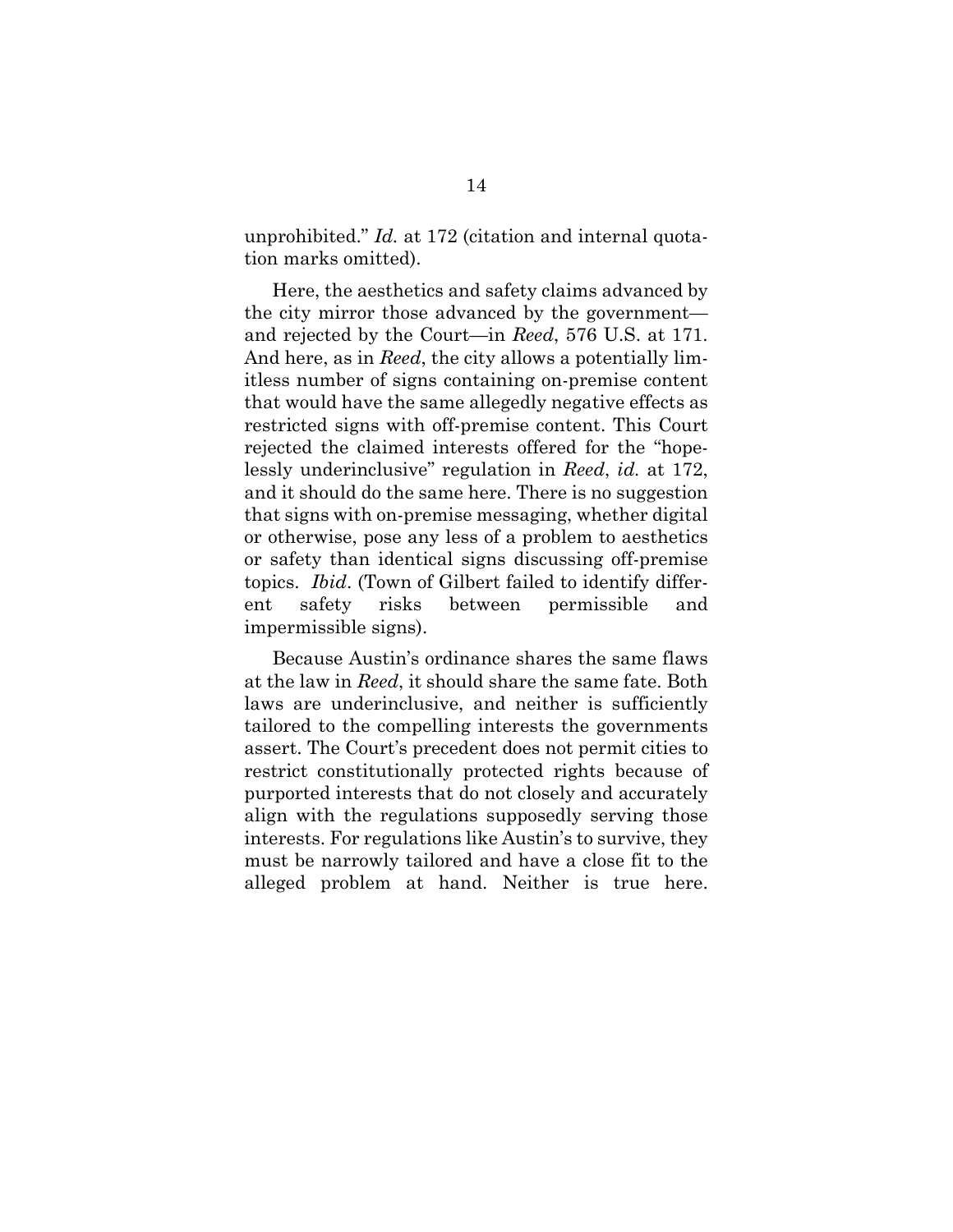unprohibited." *Id.* at 172 (citation and internal quotation marks omitted).

Here, the aesthetics and safety claims advanced by the city mirror those advanced by the government—and rejected by the Court—in *Reed*, 576 U.S. at 171. And here, as in *Reed*, the city allows a potentially limitless number of signs containing on-premise content that would have the same allegedly negative effects as restricted signs with off-premise content. This Court rejected the claimed interests offered for the "hopelessly underinclusive" regulation in *Reed*, *id.* at 172, and it should do the same here. There is no suggestion that signs with on-premise messaging, whether digital or otherwise, pose any less of a problem to aesthetics or safety than identical signs discussing off-premise topics. *Ibid*. (Town of Gilbert failed to identify different safety risks between permissible and impermissible signs).

Because Austin's ordinance shares the same flaws at the law in *Reed*, it should share the same fate. Both laws are underinclusive, and neither is sufficiently tailored to the compelling interests the governments assert. The Court's precedent does not permit cities to restrict constitutionally protected rights because of purported interests that do not closely and accurately align with the regulations supposedly serving those interests. For regulations like Austin's to survive, they must be narrowly tailored and have a close fit to the alleged problem at hand. Neither is true here.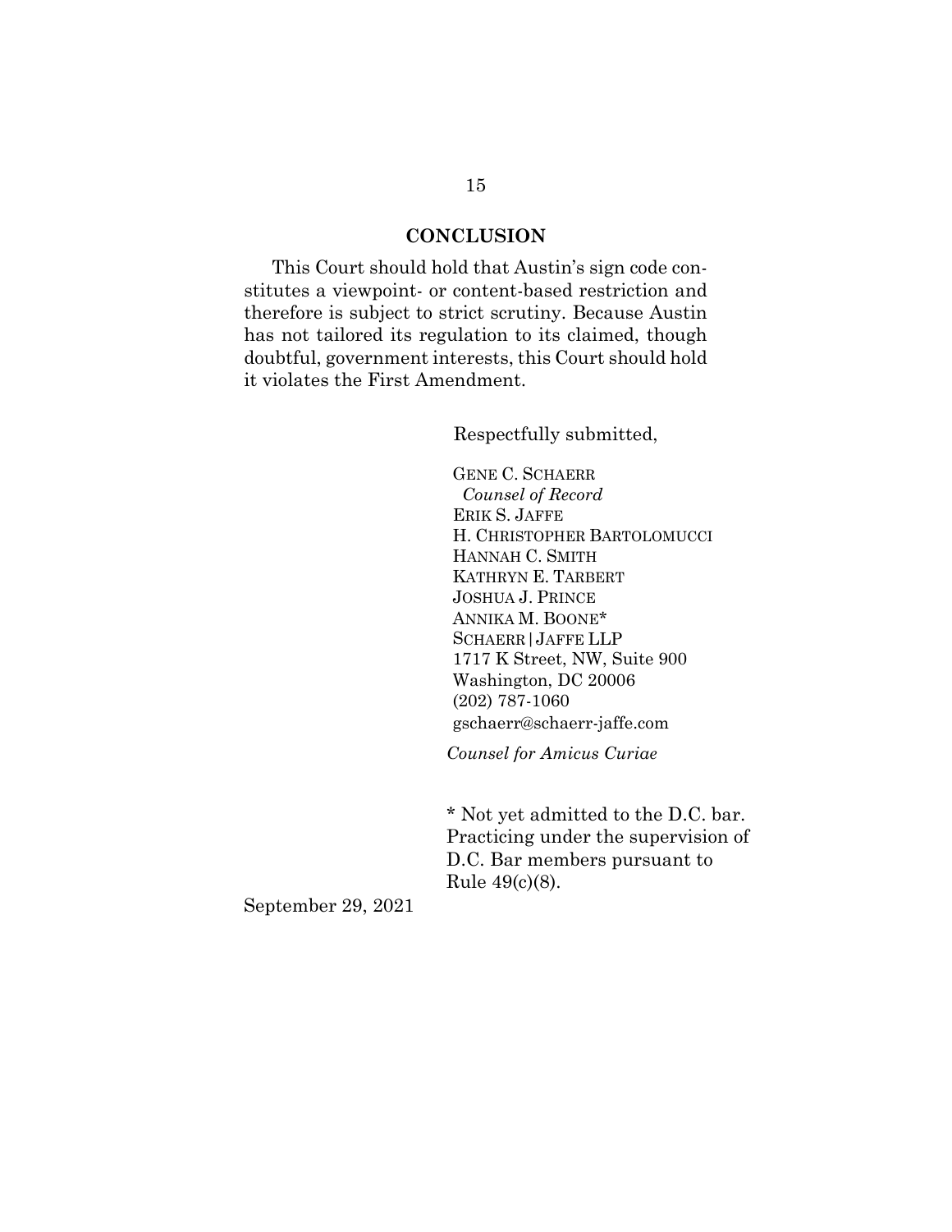## CONCLUSION

This Court should hold that Austin's sign code constitutes a viewpoint- or content-based restriction and therefore is subject to strict scrutiny. Because Austin has not tailored its regulation to its claimed, though doubtful, government interests, this Court should hold it violates the First Amendment.

Respectfully submitted,

GENE C. SCHAERR
*Counsel of Record*
ERIK S. JAFFE
H. CHRISTOPHER BARTOLOMUCCI
HANNAH C. SMITH
KATHRYN E. TARBERT
JOSHUA J. PRINCE
ANNIKA M. BOONE*
SCHAERR | JAFFE LLP
1717 K Street, NW, Suite 900
Washington, DC 20006
(202) 787-1060
gschaerr@schaerr-jaffe.com

*Counsel for Amicus Curiae*

\* Not yet admitted to the D.C. bar. Practicing under the supervision of D.C. Bar members pursuant to Rule 49(c)(8).

September 29, 2021